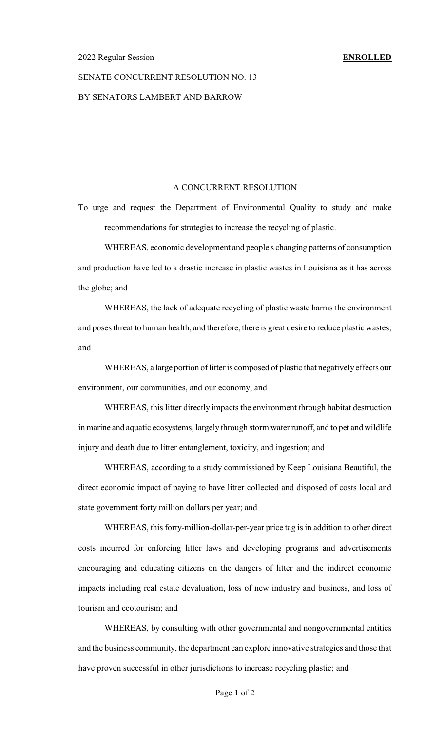2022 Regular Session **ENROLLED**

SENATE CONCURRENT RESOLUTION NO. 13

BY SENATORS LAMBERT AND BARROW

A CONCURRENT RESOLUTION

To urge and request the Department of Environmental Quality to study and make recommendations for strategies to increase the recycling of plastic.

WHEREAS, economic development and people's changing patterns of consumption and production have led to a drastic increase in plastic wastes in Louisiana as it has across the globe; and

WHEREAS, the lack of adequate recycling of plastic waste harms the environment and poses threat to human health, and therefore, there is great desire to reduce plastic wastes; and

WHEREAS, a large portion of litter is composed of plastic that negatively effects our environment, our communities, and our economy; and

WHEREAS, this litter directly impacts the environment through habitat destruction in marine and aquatic ecosystems, largely through storm water runoff, and to pet and wildlife injury and death due to litter entanglement, toxicity, and ingestion; and

WHEREAS, according to a study commissioned by Keep Louisiana Beautiful, the direct economic impact of paying to have litter collected and disposed of costs local and state government forty million dollars per year; and

WHEREAS, this forty-million-dollar-per-year price tag is in addition to other direct costs incurred for enforcing litter laws and developing programs and advertisements encouraging and educating citizens on the dangers of litter and the indirect economic impacts including real estate devaluation, loss of new industry and business, and loss of tourism and ecotourism; and

WHEREAS, by consulting with other governmental and nongovernmental entities and the business community, the department can explore innovative strategies and those that have proven successful in other jurisdictions to increase recycling plastic; and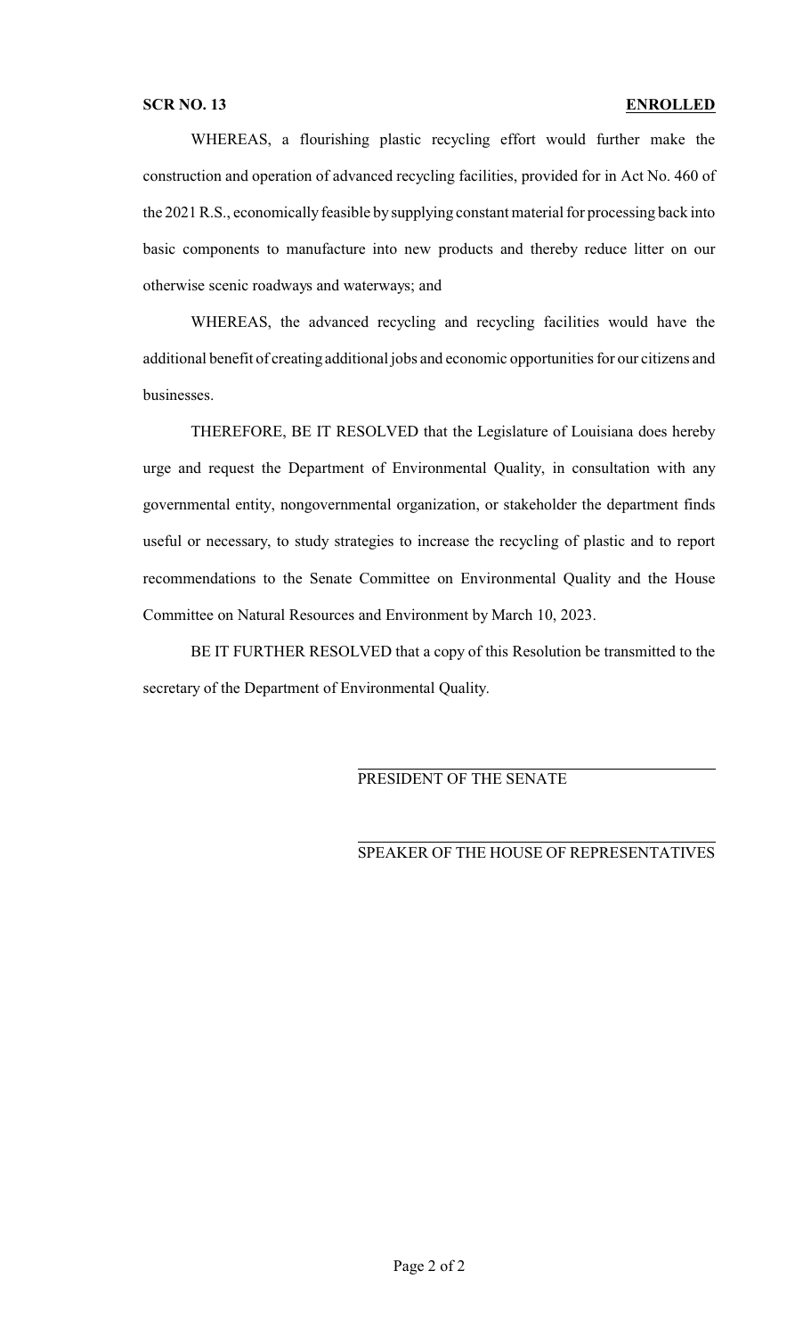**SCR NO. 13** **ENROLLED**

WHEREAS, a flourishing plastic recycling effort would further make the construction and operation of advanced recycling facilities, provided for in Act No. 460 of the 2021 R.S., economically feasible by supplying constant material for processing back into basic components to manufacture into new products and thereby reduce litter on our otherwise scenic roadways and waterways; and

WHEREAS, the advanced recycling and recycling facilities would have the additional benefit of creating additional jobs and economic opportunities for our citizens and businesses.

THEREFORE, BE IT RESOLVED that the Legislature of Louisiana does hereby urge and request the Department of Environmental Quality, in consultation with any governmental entity, nongovernmental organization, or stakeholder the department finds useful or necessary, to study strategies to increase the recycling of plastic and to report recommendations to the Senate Committee on Environmental Quality and the House Committee on Natural Resources and Environment by March 10, 2023.

BE IT FURTHER RESOLVED that a copy of this Resolution be transmitted to the secretary of the Department of Environmental Quality.

PRESIDENT OF THE SENATE

SPEAKER OF THE HOUSE OF REPRESENTATIVES